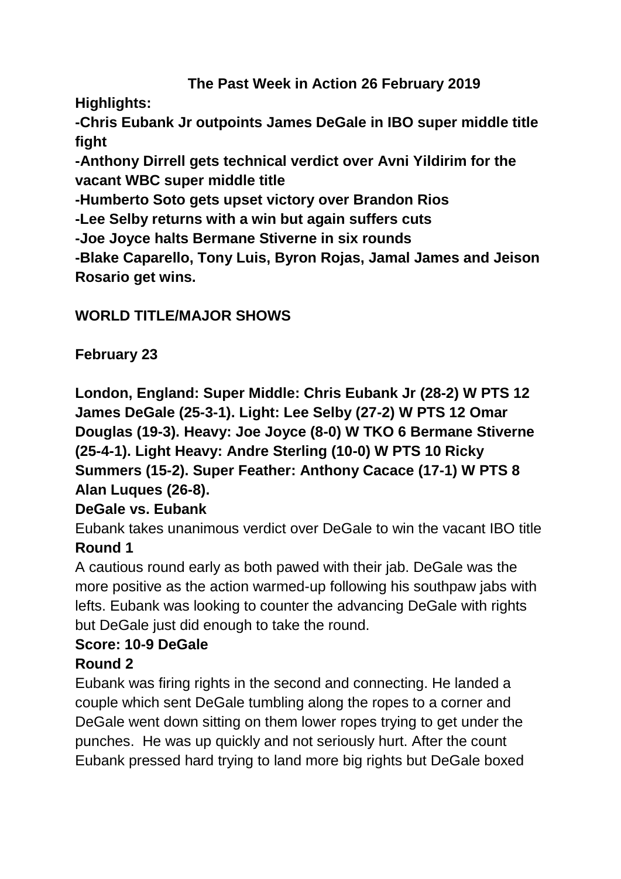# The Past Week in Action 26 February 2019

**Highlights:**

**-Chris Eubank Jr outpoints James DeGale in IBO super middle title fight**

**-Anthony Dirrell gets technical verdict over Avni Yildirim for the vacant WBC super middle title**

**-Humberto Soto gets upset victory over Brandon Rios**

**-Lee Selby returns with a win but again suffers cuts**

**-Joe Joyce halts Bermane Stiverne in six rounds**

**-Blake Caparello, Tony Luis, Byron Rojas, Jamal James and Jeison Rosario get wins.**

## WORLD TITLE/MAJOR SHOWS

### February 23

**London, England: Super Middle: Chris Eubank Jr (28-2) W PTS 12 James DeGale (25-3-1). Light: Lee Selby (27-2) W PTS 12 Omar Douglas (19-3). Heavy: Joe Joyce (8-0) W TKO 6 Bermane Stiverne (25-4-1). Light Heavy: Andre Sterling (10-0) W PTS 10 Ricky Summers (15-2). Super Feather: Anthony Cacace (17-1) W PTS 8 Alan Luques (26-8).**

**DeGale vs. Eubank**

Eubank takes unanimous verdict over DeGale to win the vacant IBO title

**Round 1**

A cautious round early as both pawed with their jab. DeGale was the more positive as the action warmed-up following his southpaw jabs with lefts. Eubank was looking to counter the advancing DeGale with rights but DeGale just did enough to take the round.

**Score: 10-9 DeGale**

**Round 2**

Eubank was firing rights in the second and connecting. He landed a couple which sent DeGale tumbling along the ropes to a corner and DeGale went down sitting on them lower ropes trying to get under the punches. He was up quickly and not seriously hurt. After the count Eubank pressed hard trying to land more big rights but DeGale boxed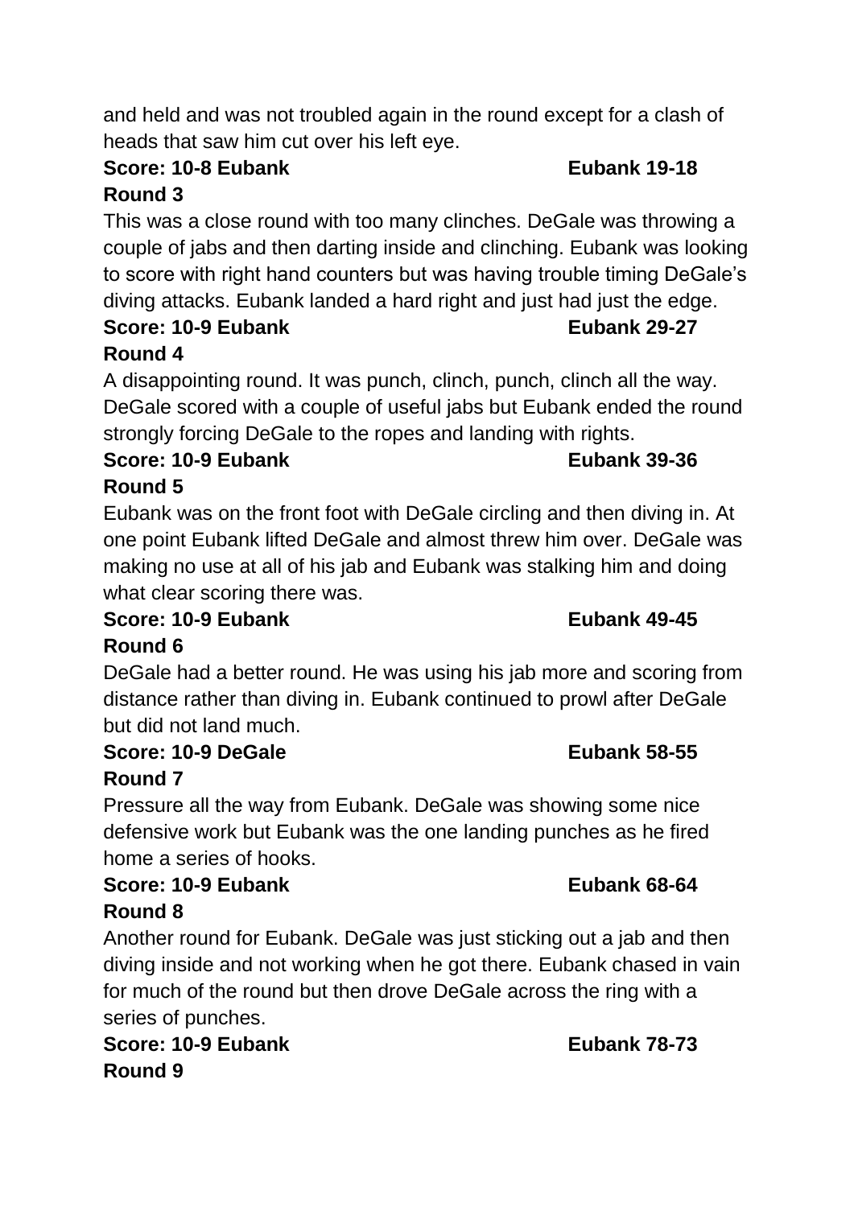and held and was not troubled again in the round except for a clash of heads that saw him cut over his left eye.

**Score: 10-8 Eubank** **Eubank 19-18**

**Round 3**

This was a close round with too many clinches. DeGale was throwing a couple of jabs and then darting inside and clinching. Eubank was looking to score with right hand counters but was having trouble timing DeGale's diving attacks. Eubank landed a hard right and just had just the edge.

**Score: 10-9 Eubank** **Eubank 29-27**

**Round 4**

A disappointing round. It was punch, clinch, punch, clinch all the way. DeGale scored with a couple of useful jabs but Eubank ended the round strongly forcing DeGale to the ropes and landing with rights.

**Score: 10-9 Eubank** **Eubank 39-36**

**Round 5**

Eubank was on the front foot with DeGale circling and then diving in. At one point Eubank lifted DeGale and almost threw him over. DeGale was making no use at all of his jab and Eubank was stalking him and doing what clear scoring there was.

**Score: 10-9 Eubank** **Eubank 49-45**

**Round 6**

DeGale had a better round. He was using his jab more and scoring from distance rather than diving in. Eubank continued to prowl after DeGale but did not land much.

**Score: 10-9 DeGale** **Eubank 58-55**

**Round 7**

Pressure all the way from Eubank. DeGale was showing some nice defensive work but Eubank was the one landing punches as he fired home a series of hooks.

**Score: 10-9 Eubank** **Eubank 68-64**

**Round 8**

Another round for Eubank. DeGale was just sticking out a jab and then diving inside and not working when he got there. Eubank chased in vain for much of the round but then drove DeGale across the ring with a series of punches.

**Score: 10-9 Eubank** **Eubank 78-73**

**Round 9**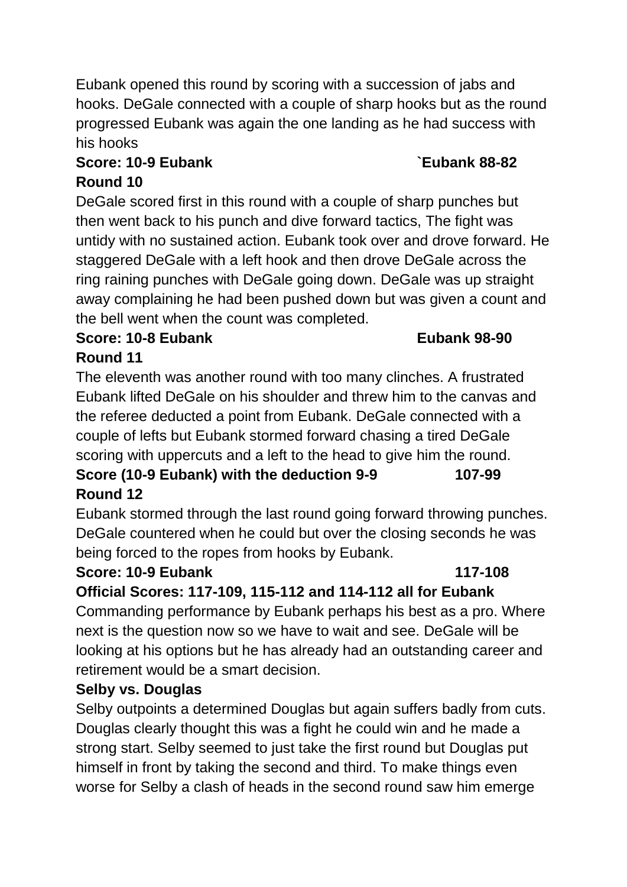Eubank opened this round by scoring with a succession of jabs and hooks. DeGale connected with a couple of sharp hooks but as the round progressed Eubank was again the one landing as he had success with his hooks

**Score: 10-9 Eubank `Eubank 88-82**

**Round 10**

DeGale scored first in this round with a couple of sharp punches but then went back to his punch and dive forward tactics, The fight was untidy with no sustained action. Eubank took over and drove forward. He staggered DeGale with a left hook and then drove DeGale across the ring raining punches with DeGale going down. DeGale was up straight away complaining he had been pushed down but was given a count and the bell went when the count was completed.

**Score: 10-8 Eubank Eubank 98-90**

**Round 11**

The eleventh was another round with too many clinches. A frustrated Eubank lifted DeGale on his shoulder and threw him to the canvas and the referee deducted a point from Eubank. DeGale connected with a couple of lefts but Eubank stormed forward chasing a tired DeGale scoring with uppercuts and a left to the head to give him the round.

**Score (10-9 Eubank) with the deduction 9-9 107-99**

**Round 12**

Eubank stormed through the last round going forward throwing punches. DeGale countered when he could but over the closing seconds he was being forced to the ropes from hooks by Eubank.

**Score: 10-9 Eubank 117-108**

**Official Scores: 117-109, 115-112 and 114-112 all for Eubank**

Commanding performance by Eubank perhaps his best as a pro. Where next is the question now so we have to wait and see. DeGale will be looking at his options but he has already had an outstanding career and retirement would be a smart decision.

**Selby vs. Douglas**

Selby outpoints a determined Douglas but again suffers badly from cuts. Douglas clearly thought this was a fight he could win and he made a strong start. Selby seemed to just take the first round but Douglas put himself in front by taking the second and third. To make things even worse for Selby a clash of heads in the second round saw him emerge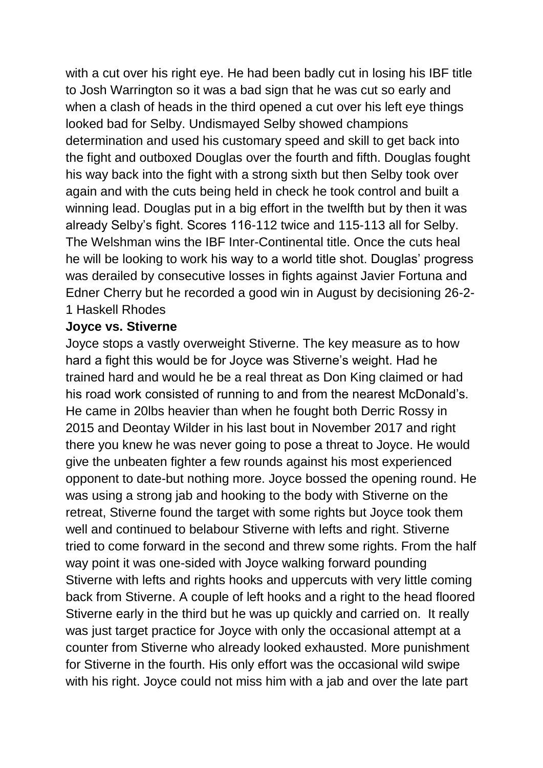with a cut over his right eye. He had been badly cut in losing his IBF title to Josh Warrington so it was a bad sign that he was cut so early and when a clash of heads in the third opened a cut over his left eye things looked bad for Selby. Undismayed Selby showed champions determination and used his customary speed and skill to get back into the fight and outboxed Douglas over the fourth and fifth. Douglas fought his way back into the fight with a strong sixth but then Selby took over again and with the cuts being held in check he took control and built a winning lead. Douglas put in a big effort in the twelfth but by then it was already Selby's fight. Scores 116-112 twice and 115-113 all for Selby. The Welshman wins the IBF Inter-Continental title. Once the cuts heal he will be looking to work his way to a world title shot. Douglas' progress was derailed by consecutive losses in fights against Javier Fortuna and Edner Cherry but he recorded a good win in August by decisioning 26-2-1 Haskell Rhodes

**Joyce vs. Stiverne**

Joyce stops a vastly overweight Stiverne. The key measure as to how hard a fight this would be for Joyce was Stiverne's weight. Had he trained hard and would he be a real threat as Don King claimed or had his road work consisted of running to and from the nearest McDonald's. He came in 20lbs heavier than when he fought both Derric Rossy in 2015 and Deontay Wilder in his last bout in November 2017 and right there you knew he was never going to pose a threat to Joyce. He would give the unbeaten fighter a few rounds against his most experienced opponent to date-but nothing more. Joyce bossed the opening round. He was using a strong jab and hooking to the body with Stiverne on the retreat, Stiverne found the target with some rights but Joyce took them well and continued to belabour Stiverne with lefts and right. Stiverne tried to come forward in the second and threw some rights. From the half way point it was one-sided with Joyce walking forward pounding Stiverne with lefts and rights hooks and uppercuts with very little coming back from Stiverne. A couple of left hooks and a right to the head floored Stiverne early in the third but he was up quickly and carried on. It really was just target practice for Joyce with only the occasional attempt at a counter from Stiverne who already looked exhausted. More punishment for Stiverne in the fourth. His only effort was the occasional wild swipe with his right. Joyce could not miss him with a jab and over the late part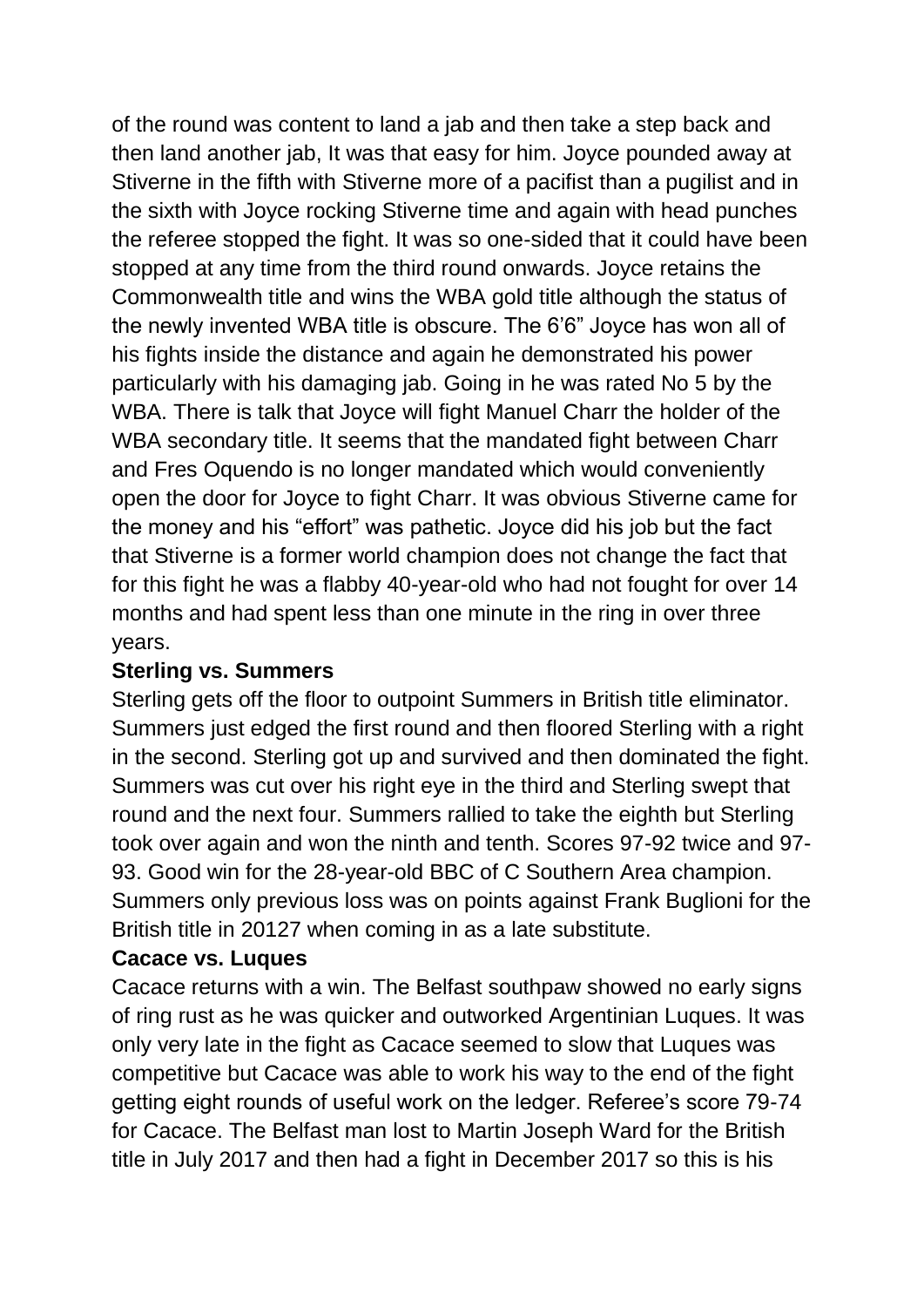of the round was content to land a jab and then take a step back and then land another jab, It was that easy for him. Joyce pounded away at Stiverne in the fifth with Stiverne more of a pacifist than a pugilist and in the sixth with Joyce rocking Stiverne time and again with head punches the referee stopped the fight. It was so one-sided that it could have been stopped at any time from the third round onwards. Joyce retains the Commonwealth title and wins the WBA gold title although the status of the newly invented WBA title is obscure. The 6'6" Joyce has won all of his fights inside the distance and again he demonstrated his power particularly with his damaging jab. Going in he was rated No 5 by the WBA. There is talk that Joyce will fight Manuel Charr the holder of the WBA secondary title. It seems that the mandated fight between Charr and Fres Oquendo is no longer mandated which would conveniently open the door for Joyce to fight Charr. It was obvious Stiverne came for the money and his "effort" was pathetic. Joyce did his job but the fact that Stiverne is a former world champion does not change the fact that for this fight he was a flabby 40-year-old who had not fought for over 14 months and had spent less than one minute in the ring in over three years.

**Sterling vs. Summers**

Sterling gets off the floor to outpoint Summers in British title eliminator. Summers just edged the first round and then floored Sterling with a right in the second. Sterling got up and survived and then dominated the fight. Summers was cut over his right eye in the third and Sterling swept that round and the next four. Summers rallied to take the eighth but Sterling took over again and won the ninth and tenth. Scores 97-92 twice and 97-93. Good win for the 28-year-old BBC of C Southern Area champion. Summers only previous loss was on points against Frank Buglioni for the British title in 20127 when coming in as a late substitute.

**Cacace vs. Luques**

Cacace returns with a win. The Belfast southpaw showed no early signs of ring rust as he was quicker and outworked Argentinian Luques. It was only very late in the fight as Cacace seemed to slow that Luques was competitive but Cacace was able to work his way to the end of the fight getting eight rounds of useful work on the ledger. Referee's score 79-74 for Cacace. The Belfast man lost to Martin Joseph Ward for the British title in July 2017 and then had a fight in December 2017 so this is his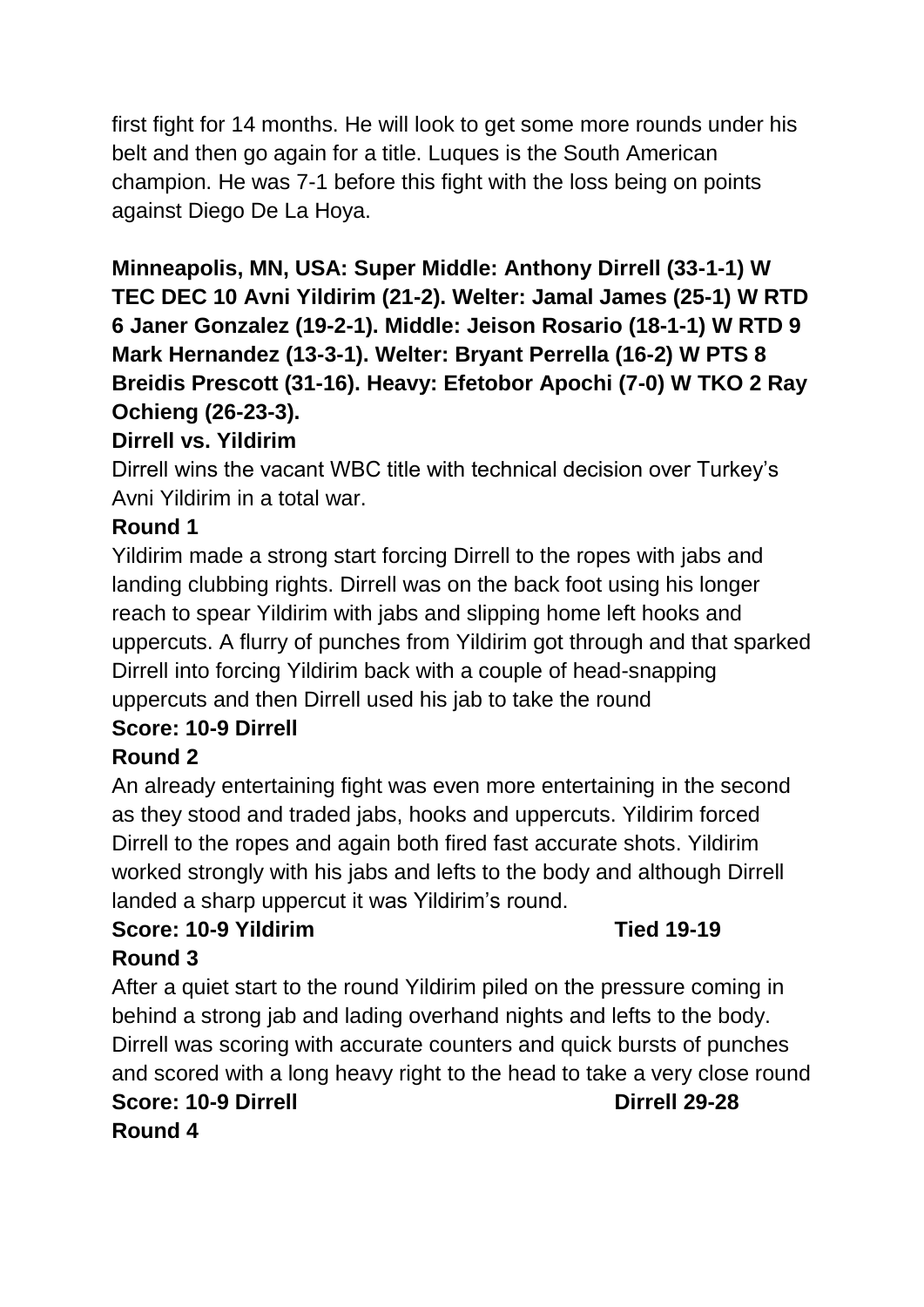first fight for 14 months. He will look to get some more rounds under his belt and then go again for a title. Luques is the South American champion. He was 7-1 before this fight with the loss being on points against Diego De La Hoya.

**Minneapolis, MN, USA: Super Middle: Anthony Dirrell (33-1-1) W TEC DEC 10 Avni Yildirim (21-2). Welter: Jamal James (25-1) W RTD 6 Janer Gonzalez (19-2-1). Middle: Jeison Rosario (18-1-1) W RTD 9 Mark Hernandez (13-3-1). Welter: Bryant Perrella (16-2) W PTS 8 Breidis Prescott (31-16). Heavy: Efetobor Apochi (7-0) W TKO 2 Ray Ochieng (26-23-3).**

**Dirrell vs. Yildirim**

Dirrell wins the vacant WBC title with technical decision over Turkey's Avni Yildirim in a total war.

**Round 1**

Yildirim made a strong start forcing Dirrell to the ropes with jabs and landing clubbing rights. Dirrell was on the back foot using his longer reach to spear Yildirim with jabs and slipping home left hooks and uppercuts. A flurry of punches from Yildirim got through and that sparked Dirrell into forcing Yildirim back with a couple of head-snapping uppercuts and then Dirrell used his jab to take the round

**Score: 10-9 Dirrell**

**Round 2**

An already entertaining fight was even more entertaining in the second as they stood and traded jabs, hooks and uppercuts. Yildirim forced Dirrell to the ropes and again both fired fast accurate shots. Yildirim worked strongly with his jabs and lefts to the body and although Dirrell landed a sharp uppercut it was Yildirim's round.

**Score: 10-9 Yildirim** **Tied 19-19**

**Round 3**

After a quiet start to the round Yildirim piled on the pressure coming in behind a strong jab and lading overhand nights and lefts to the body. Dirrell was scoring with accurate counters and quick bursts of punches and scored with a long heavy right to the head to take a very close round

**Score: 10-9 Dirrell** **Dirrell 29-28**

**Round 4**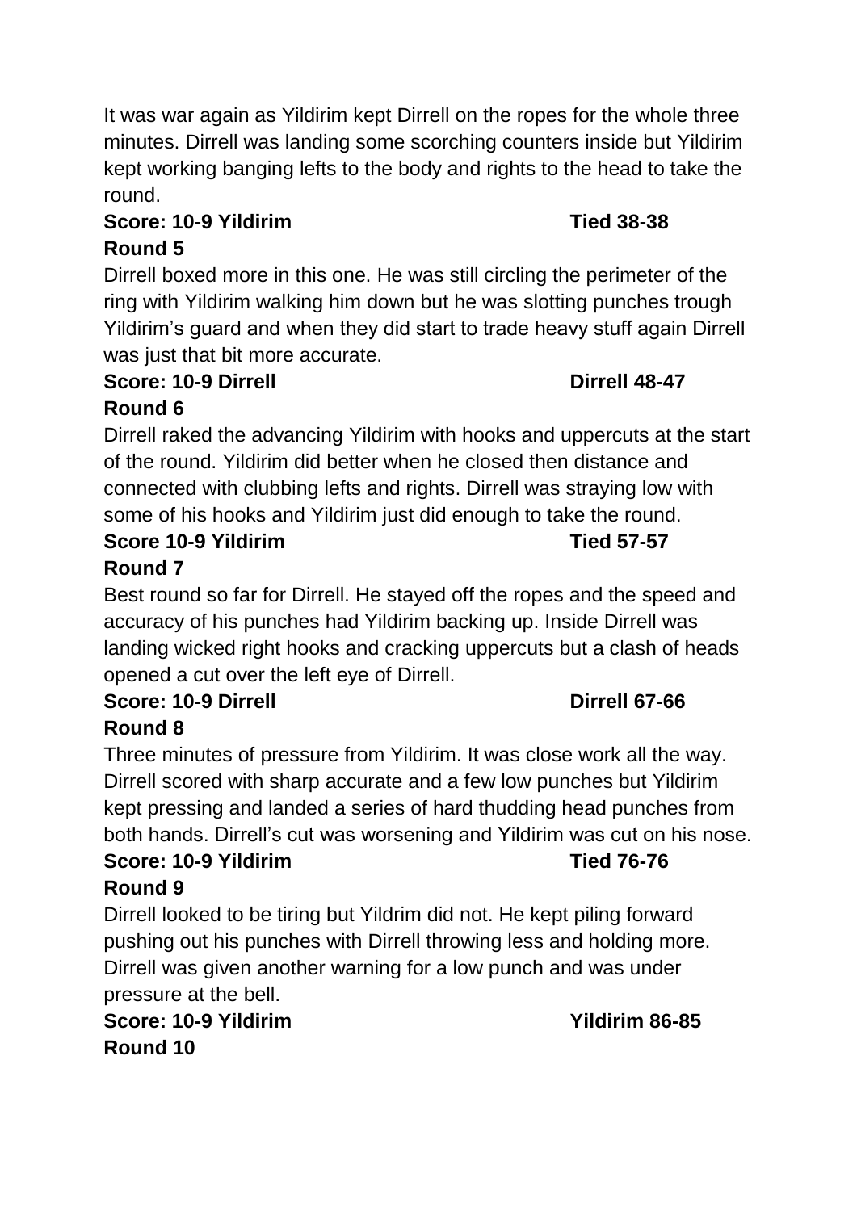It was war again as Yildirim kept Dirrell on the ropes for the whole three minutes. Dirrell was landing some scorching counters inside but Yildirim kept working banging lefts to the body and rights to the head to take the round.

**Score: 10-9 Yildirim Tied 38-38**

**Round 5**

Dirrell boxed more in this one. He was still circling the perimeter of the ring with Yildirim walking him down but he was slotting punches trough Yildirim's guard and when they did start to trade heavy stuff again Dirrell was just that bit more accurate.

**Score: 10-9 Dirrell Dirrell 48-47**

**Round 6**

Dirrell raked the advancing Yildirim with hooks and uppercuts at the start of the round. Yildirim did better when he closed then distance and connected with clubbing lefts and rights. Dirrell was straying low with some of his hooks and Yildirim just did enough to take the round.

**Score 10-9 Yildirim Tied 57-57**

**Round 7**

Best round so far for Dirrell. He stayed off the ropes and the speed and accuracy of his punches had Yildirim backing up. Inside Dirrell was landing wicked right hooks and cracking uppercuts but a clash of heads opened a cut over the left eye of Dirrell.

**Score: 10-9 Dirrell Dirrell 67-66**

**Round 8**

Three minutes of pressure from Yildirim. It was close work all the way. Dirrell scored with sharp accurate and a few low punches but Yildirim kept pressing and landed a series of hard thudding head punches from both hands. Dirrell's cut was worsening and Yildirim was cut on his nose.

**Score: 10-9 Yildirim Tied 76-76**

**Round 9**

Dirrell looked to be tiring but Yildrim did not. He kept piling forward pushing out his punches with Dirrell throwing less and holding more. Dirrell was given another warning for a low punch and was under pressure at the bell.

**Score: 10-9 Yildirim Yildirim 86-85**

**Round 10**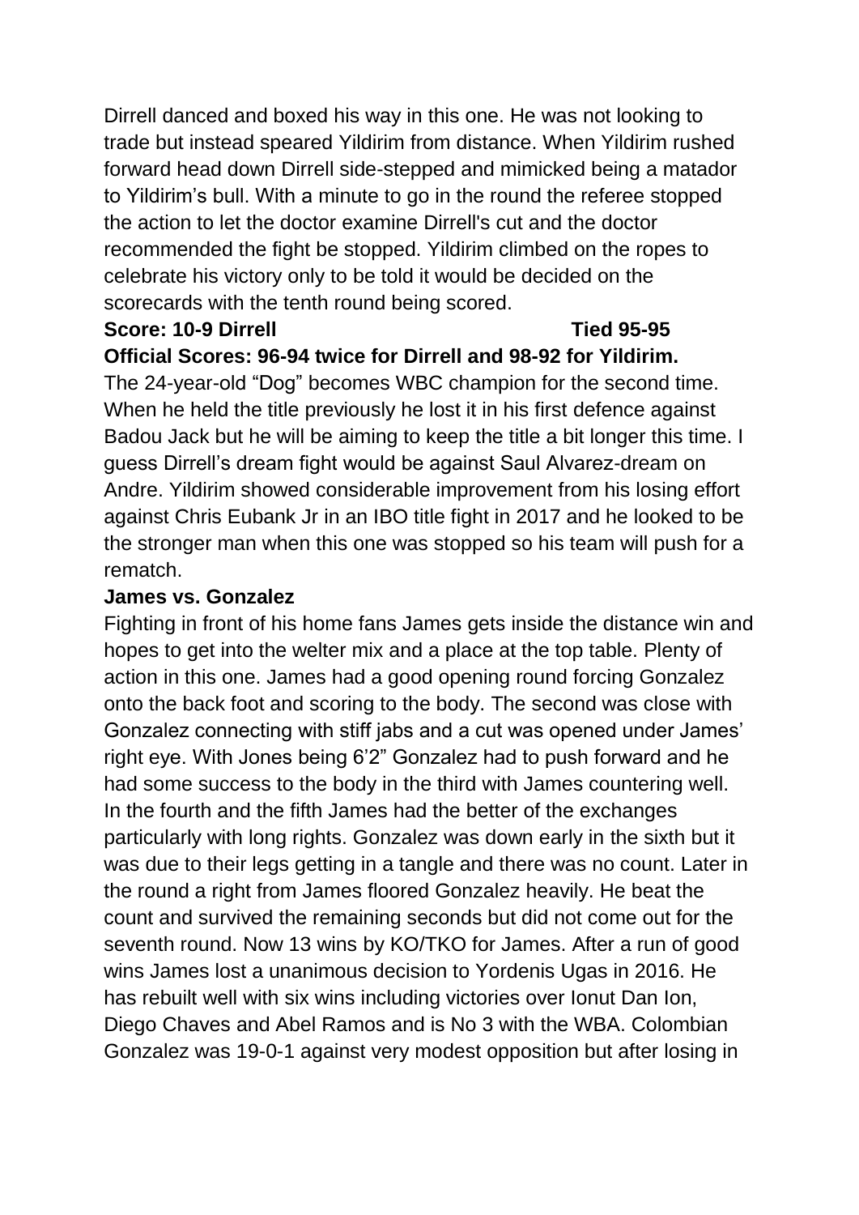Dirrell danced and boxed his way in this one. He was not looking to trade but instead speared Yildirim from distance. When Yildirim rushed forward head down Dirrell side-stepped and mimicked being a matador to Yildirim's bull. With a minute to go in the round the referee stopped the action to let the doctor examine Dirrell's cut and the doctor recommended the fight be stopped. Yildirim climbed on the ropes to celebrate his victory only to be told it would be decided on the scorecards with the tenth round being scored.

**Score: 10-9 Dirrell Tied 95-95**

**Official Scores: 96-94 twice for Dirrell and 98-92 for Yildirim.**

The 24-year-old "Dog" becomes WBC champion for the second time. When he held the title previously he lost it in his first defence against Badou Jack but he will be aiming to keep the title a bit longer this time. I guess Dirrell's dream fight would be against Saul Alvarez-dream on Andre. Yildirim showed considerable improvement from his losing effort against Chris Eubank Jr in an IBO title fight in 2017 and he looked to be the stronger man when this one was stopped so his team will push for a rematch.

**James vs. Gonzalez**

Fighting in front of his home fans James gets inside the distance win and hopes to get into the welter mix and a place at the top table. Plenty of action in this one. James had a good opening round forcing Gonzalez onto the back foot and scoring to the body. The second was close with Gonzalez connecting with stiff jabs and a cut was opened under James' right eye. With Jones being 6'2" Gonzalez had to push forward and he had some success to the body in the third with James countering well. In the fourth and the fifth James had the better of the exchanges particularly with long rights. Gonzalez was down early in the sixth but it was due to their legs getting in a tangle and there was no count. Later in the round a right from James floored Gonzalez heavily. He beat the count and survived the remaining seconds but did not come out for the seventh round. Now 13 wins by KO/TKO for James. After a run of good wins James lost a unanimous decision to Yordenis Ugas in 2016. He has rebuilt well with six wins including victories over Ionut Dan Ion, Diego Chaves and Abel Ramos and is No 3 with the WBA. Colombian Gonzalez was 19-0-1 against very modest opposition but after losing in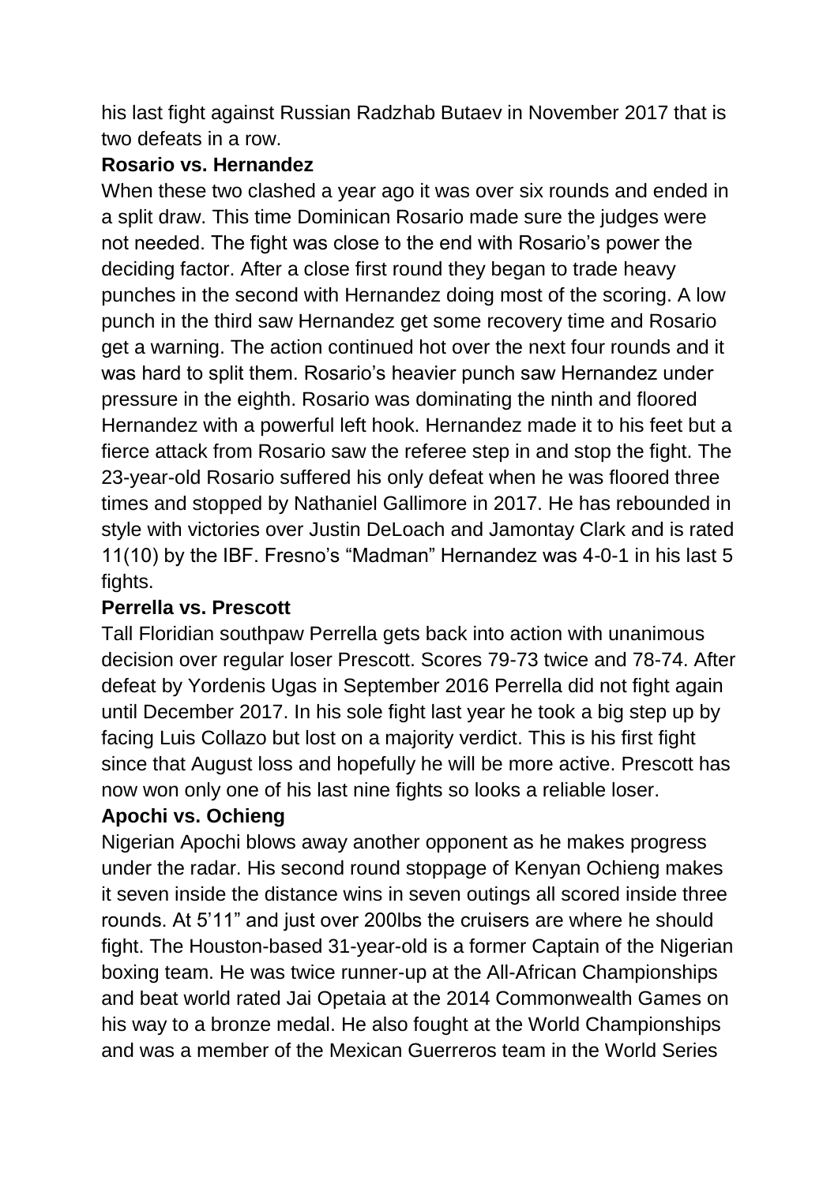his last fight against Russian Radzhab Butaev in November 2017 that is two defeats in a row.

**Rosario vs. Hernandez**

When these two clashed a year ago it was over six rounds and ended in a split draw. This time Dominican Rosario made sure the judges were not needed. The fight was close to the end with Rosario's power the deciding factor. After a close first round they began to trade heavy punches in the second with Hernandez doing most of the scoring. A low punch in the third saw Hernandez get some recovery time and Rosario get a warning. The action continued hot over the next four rounds and it was hard to split them. Rosario's heavier punch saw Hernandez under pressure in the eighth. Rosario was dominating the ninth and floored Hernandez with a powerful left hook. Hernandez made it to his feet but a fierce attack from Rosario saw the referee step in and stop the fight. The 23-year-old Rosario suffered his only defeat when he was floored three times and stopped by Nathaniel Gallimore in 2017. He has rebounded in style with victories over Justin DeLoach and Jamontay Clark and is rated 11(10) by the IBF. Fresno's "Madman" Hernandez was 4-0-1 in his last 5 fights.

**Perrella vs. Prescott**

Tall Floridian southpaw Perrella gets back into action with unanimous decision over regular loser Prescott. Scores 79-73 twice and 78-74. After defeat by Yordenis Ugas in September 2016 Perrella did not fight again until December 2017. In his sole fight last year he took a big step up by facing Luis Collazo but lost on a majority verdict. This is his first fight since that August loss and hopefully he will be more active. Prescott has now won only one of his last nine fights so looks a reliable loser.

**Apochi vs. Ochieng**

Nigerian Apochi blows away another opponent as he makes progress under the radar. His second round stoppage of Kenyan Ochieng makes it seven inside the distance wins in seven outings all scored inside three rounds. At 5'11" and just over 200lbs the cruisers are where he should fight. The Houston-based 31-year-old is a former Captain of the Nigerian boxing team. He was twice runner-up at the All-African Championships and beat world rated Jai Opetaia at the 2014 Commonwealth Games on his way to a bronze medal. He also fought at the World Championships and was a member of the Mexican Guerreros team in the World Series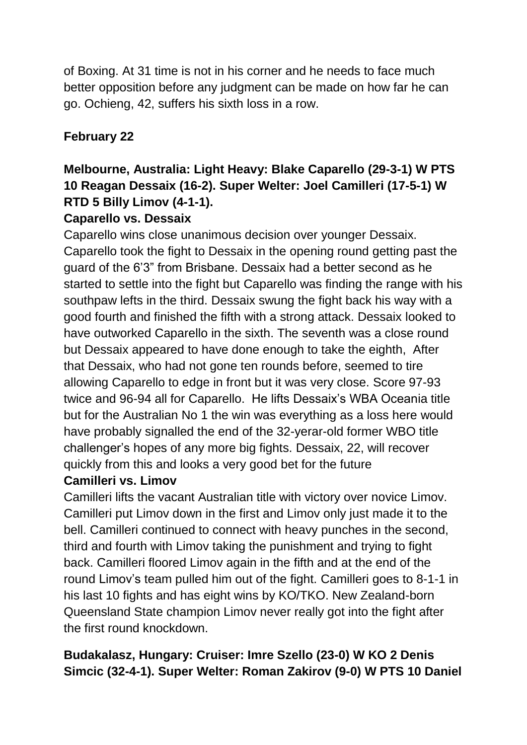of Boxing. At 31 time is not in his corner and he needs to face much better opposition before any judgment can be made on how far he can go. Ochieng, 42, suffers his sixth loss in a row.

**February 22**

**Melbourne, Australia: Light Heavy: Blake Caparello (29-3-1) W PTS 10 Reagan Dessaix (16-2). Super Welter: Joel Camilleri (17-5-1) W RTD 5 Billy Limov (4-1-1).**

**Caparello vs. Dessaix**

Caparello wins close unanimous decision over younger Dessaix. Caparello took the fight to Dessaix in the opening round getting past the guard of the 6'3" from Brisbane. Dessaix had a better second as he started to settle into the fight but Caparello was finding the range with his southpaw lefts in the third. Dessaix swung the fight back his way with a good fourth and finished the fifth with a strong attack. Dessaix looked to have outworked Caparello in the sixth. The seventh was a close round but Dessaix appeared to have done enough to take the eighth,  After that Dessaix, who had not gone ten rounds before, seemed to tire allowing Caparello to edge in front but it was very close. Score 97-93 twice and 96-94 all for Caparello.  He lifts Dessaix's WBA Oceania title but for the Australian No 1 the win was everything as a loss here would have probably signalled the end of the 32-yerar-old former WBO title challenger's hopes of any more big fights. Dessaix, 22, will recover quickly from this and looks a very good bet for the future

**Camilleri vs. Limov**

Camilleri lifts the vacant Australian title with victory over novice Limov. Camilleri put Limov down in the first and Limov only just made it to the bell. Camilleri continued to connect with heavy punches in the second, third and fourth with Limov taking the punishment and trying to fight back. Camilleri floored Limov again in the fifth and at the end of the round Limov's team pulled him out of the fight. Camilleri goes to 8-1-1 in his last 10 fights and has eight wins by KO/TKO. New Zealand-born Queensland State champion Limov never really got into the fight after the first round knockdown.

**Budakalasz, Hungary: Cruiser: Imre Szello (23-0) W KO 2 Denis Simcic (32-4-1). Super Welter: Roman Zakirov (9-0) W PTS 10 Daniel**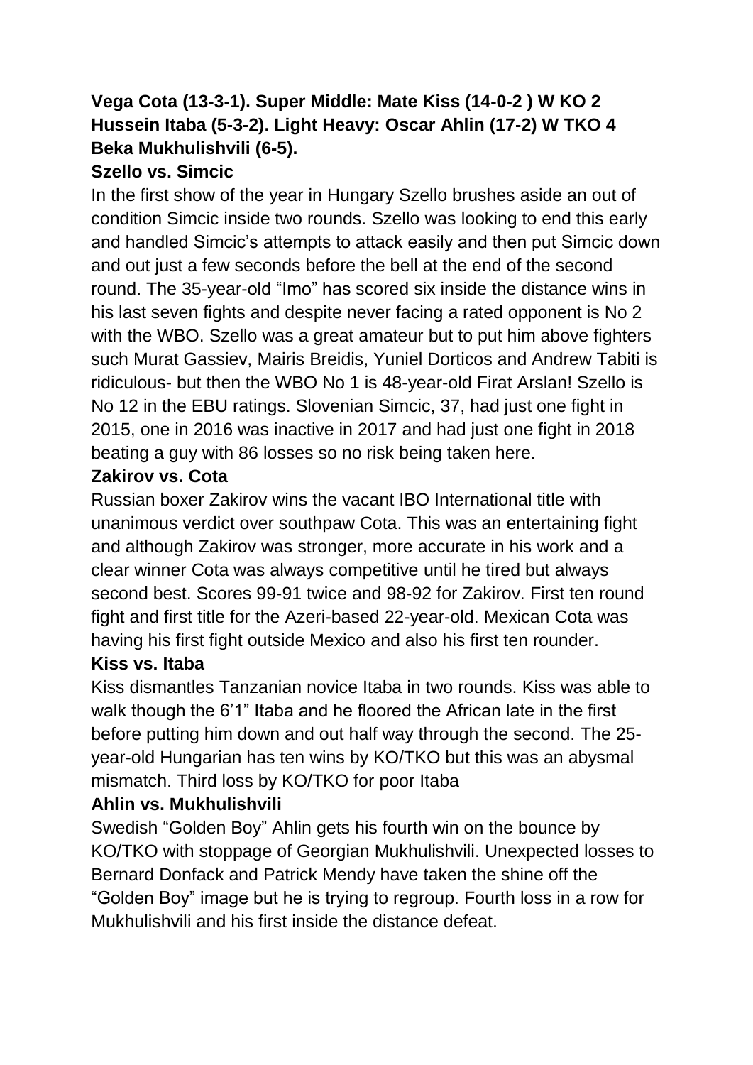**Vega Cota (13-3-1). Super Middle: Mate Kiss (14-0-2 ) W KO 2 Hussein Itaba (5-3-2). Light Heavy: Oscar Ahlin (17-2) W TKO 4 Beka Mukhulishvili (6-5).**

**Szello vs. Simcic**

In the first show of the year in Hungary Szello brushes aside an out of condition Simcic inside two rounds. Szello was looking to end this early and handled Simcic's attempts to attack easily and then put Simcic down and out just a few seconds before the bell at the end of the second round. The 35-year-old "Imo" has scored six inside the distance wins in his last seven fights and despite never facing a rated opponent is No 2 with the WBO. Szello was a great amateur but to put him above fighters such Murat Gassiev, Mairis Breidis, Yuniel Dorticos and Andrew Tabiti is ridiculous- but then the WBO No 1 is 48-year-old Firat Arslan! Szello is No 12 in the EBU ratings. Slovenian Simcic, 37, had just one fight in 2015, one in 2016 was inactive in 2017 and had just one fight in 2018 beating a guy with 86 losses so no risk being taken here.

**Zakirov vs. Cota**

Russian boxer Zakirov wins the vacant IBO International title with unanimous verdict over southpaw Cota. This was an entertaining fight and although Zakirov was stronger, more accurate in his work and a clear winner Cota was always competitive until he tired but always second best. Scores 99-91 twice and 98-92 for Zakirov. First ten round fight and first title for the Azeri-based 22-year-old. Mexican Cota was having his first fight outside Mexico and also his first ten rounder.

**Kiss vs. Itaba**

Kiss dismantles Tanzanian novice Itaba in two rounds. Kiss was able to walk though the 6'1" Itaba and he floored the African late in the first before putting him down and out half way through the second. The 25-year-old Hungarian has ten wins by KO/TKO but this was an abysmal mismatch. Third loss by KO/TKO for poor Itaba

**Ahlin vs. Mukhulishvili**

Swedish "Golden Boy" Ahlin gets his fourth win on the bounce by KO/TKO with stoppage of Georgian Mukhulishvili. Unexpected losses to Bernard Donfack and Patrick Mendy have taken the shine off the "Golden Boy" image but he is trying to regroup. Fourth loss in a row for Mukhulishvili and his first inside the distance defeat.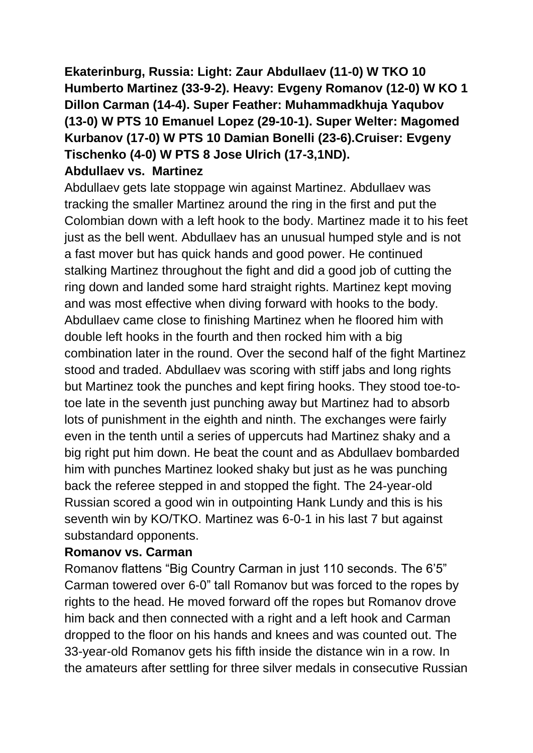**Ekaterinburg, Russia: Light: Zaur Abdullaev (11-0) W TKO 10 Humberto Martinez (33-9-2). Heavy: Evgeny Romanov (12-0) W KO 1 Dillon Carman (14-4). Super Feather: Muhammadkhuja Yaqubov (13-0) W PTS 10 Emanuel Lopez (29-10-1). Super Welter: Magomed Kurbanov (17-0) W PTS 10 Damian Bonelli (23-6).Cruiser: Evgeny Tischenko (4-0) W PTS 8 Jose Ulrich (17-3,1ND).**

**Abdullaev vs. Martinez**

Abdullaev gets late stoppage win against Martinez. Abdullaev was tracking the smaller Martinez around the ring in the first and put the Colombian down with a left hook to the body. Martinez made it to his feet just as the bell went. Abdullaev has an unusual humped style and is not a fast mover but has quick hands and good power. He continued stalking Martinez throughout the fight and did a good job of cutting the ring down and landed some hard straight rights. Martinez kept moving and was most effective when diving forward with hooks to the body. Abdullaev came close to finishing Martinez when he floored him with double left hooks in the fourth and then rocked him with a big combination later in the round. Over the second half of the fight Martinez stood and traded. Abdullaev was scoring with stiff jabs and long rights but Martinez took the punches and kept firing hooks. They stood toe-to-toe late in the seventh just punching away but Martinez had to absorb lots of punishment in the eighth and ninth. The exchanges were fairly even in the tenth until a series of uppercuts had Martinez shaky and a big right put him down. He beat the count and as Abdullaev bombarded him with punches Martinez looked shaky but just as he was punching back the referee stepped in and stopped the fight. The 24-year-old Russian scored a good win in outpointing Hank Lundy and this is his seventh win by KO/TKO. Martinez was 6-0-1 in his last 7 but against substandard opponents.

**Romanov vs. Carman**

Romanov flattens "Big Country Carman in just 110 seconds. The 6'5" Carman towered over 6-0" tall Romanov but was forced to the ropes by rights to the head. He moved forward off the ropes but Romanov drove him back and then connected with a right and a left hook and Carman dropped to the floor on his hands and knees and was counted out. The 33-year-old Romanov gets his fifth inside the distance win in a row. In the amateurs after settling for three silver medals in consecutive Russian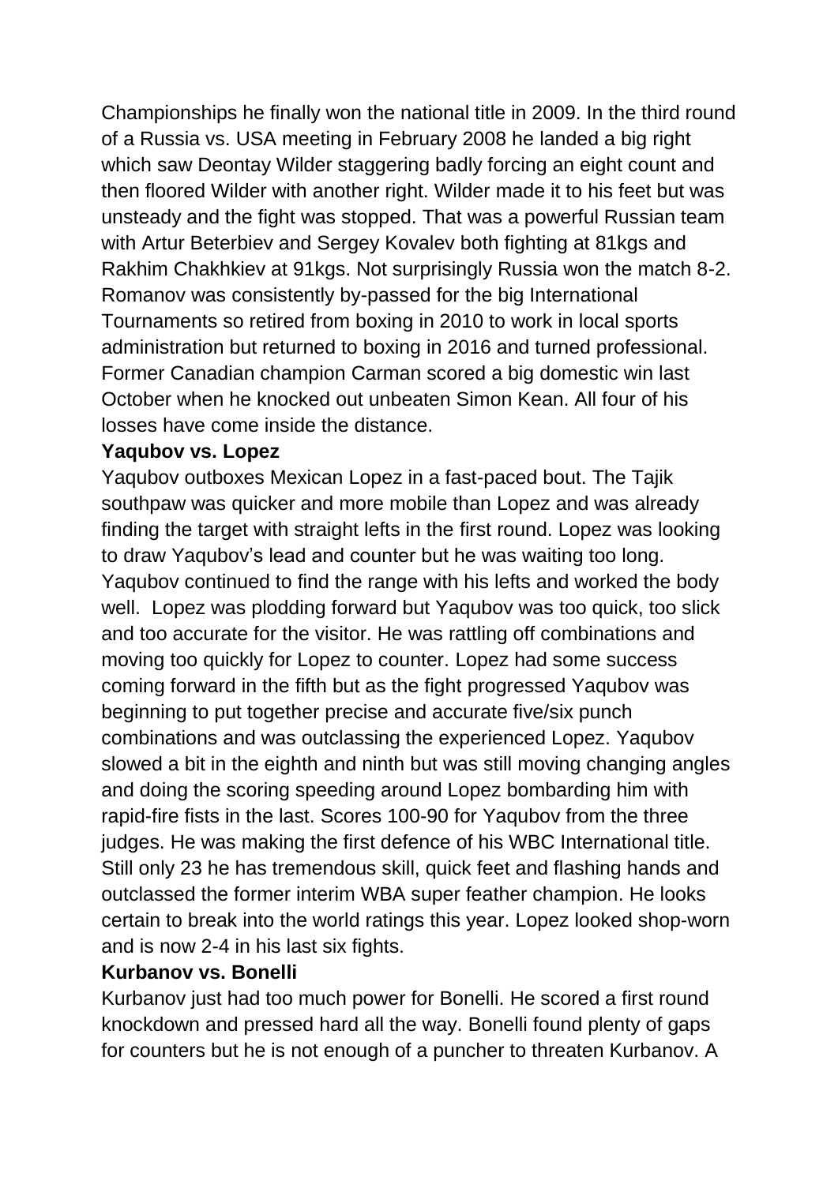Championships he finally won the national title in 2009. In the third round of a Russia vs. USA meeting in February 2008 he landed a big right which saw Deontay Wilder staggering badly forcing an eight count and then floored Wilder with another right. Wilder made it to his feet but was unsteady and the fight was stopped. That was a powerful Russian team with Artur Beterbiev and Sergey Kovalev both fighting at 81kgs and Rakhim Chakhkiev at 91kgs. Not surprisingly Russia won the match 8-2. Romanov was consistently by-passed for the big International Tournaments so retired from boxing in 2010 to work in local sports administration but returned to boxing in 2016 and turned professional. Former Canadian champion Carman scored a big domestic win last October when he knocked out unbeaten Simon Kean. All four of his losses have come inside the distance.

**Yaqubov vs. Lopez**

Yaqubov outboxes Mexican Lopez in a fast-paced bout. The Tajik southpaw was quicker and more mobile than Lopez and was already finding the target with straight lefts in the first round. Lopez was looking to draw Yaqubov's lead and counter but he was waiting too long. Yaqubov continued to find the range with his lefts and worked the body well. Lopez was plodding forward but Yaqubov was too quick, too slick and too accurate for the visitor. He was rattling off combinations and moving too quickly for Lopez to counter. Lopez had some success coming forward in the fifth but as the fight progressed Yaqubov was beginning to put together precise and accurate five/six punch combinations and was outclassing the experienced Lopez. Yaqubov slowed a bit in the eighth and ninth but was still moving changing angles and doing the scoring speeding around Lopez bombarding him with rapid-fire fists in the last. Scores 100-90 for Yaqubov from the three judges. He was making the first defence of his WBC International title. Still only 23 he has tremendous skill, quick feet and flashing hands and outclassed the former interim WBA super feather champion. He looks certain to break into the world ratings this year. Lopez looked shop-worn and is now 2-4 in his last six fights.

**Kurbanov vs. Bonelli**

Kurbanov just had too much power for Bonelli. He scored a first round knockdown and pressed hard all the way. Bonelli found plenty of gaps for counters but he is not enough of a puncher to threaten Kurbanov. A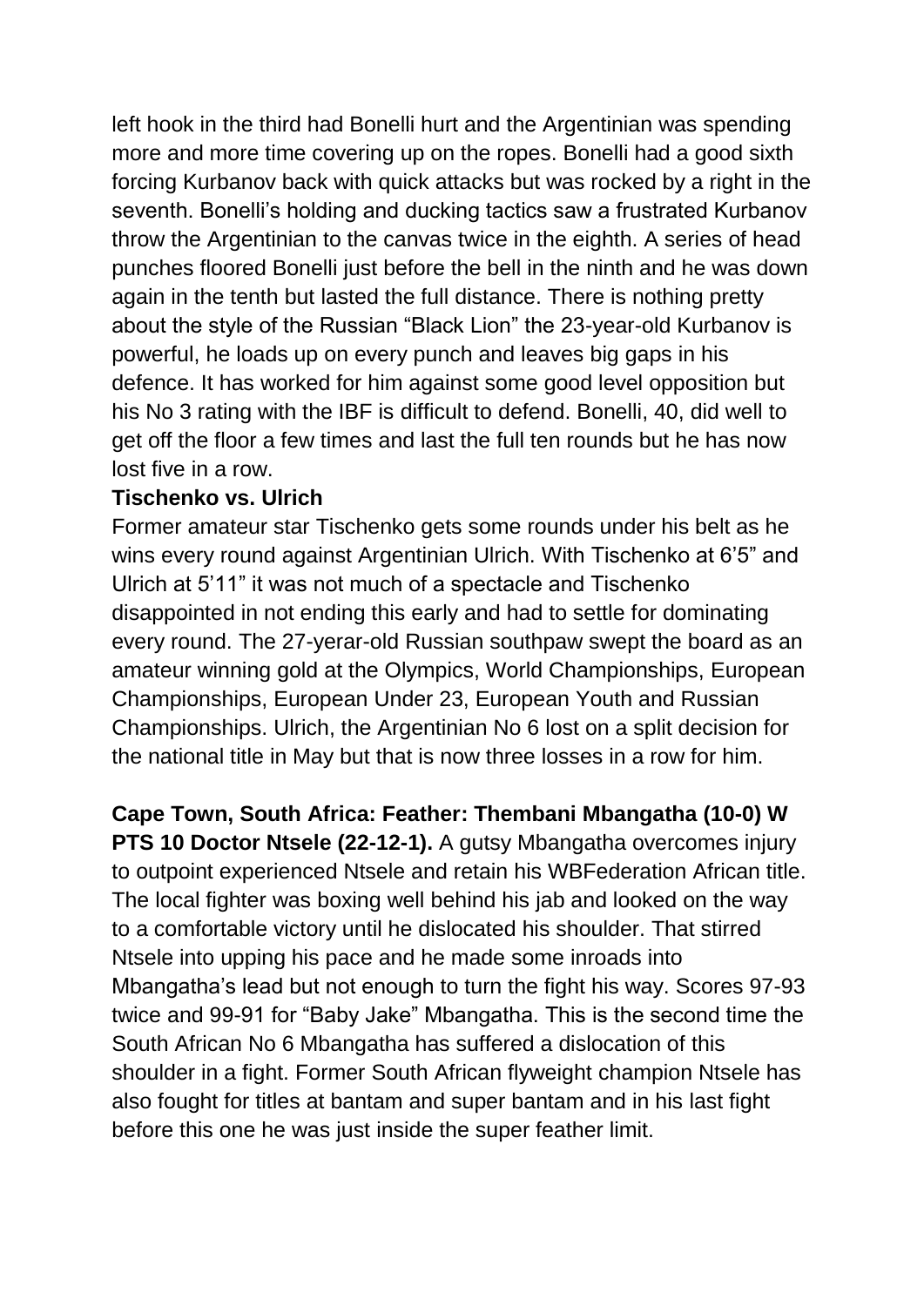left hook in the third had Bonelli hurt and the Argentinian was spending more and more time covering up on the ropes. Bonelli had a good sixth forcing Kurbanov back with quick attacks but was rocked by a right in the seventh. Bonelli's holding and ducking tactics saw a frustrated Kurbanov throw the Argentinian to the canvas twice in the eighth. A series of head punches floored Bonelli just before the bell in the ninth and he was down again in the tenth but lasted the full distance. There is nothing pretty about the style of the Russian "Black Lion" the 23-year-old Kurbanov is powerful, he loads up on every punch and leaves big gaps in his defence. It has worked for him against some good level opposition but his No 3 rating with the IBF is difficult to defend. Bonelli, 40, did well to get off the floor a few times and last the full ten rounds but he has now lost five in a row.

**Tischenko vs. Ulrich**

Former amateur star Tischenko gets some rounds under his belt as he wins every round against Argentinian Ulrich. With Tischenko at 6'5" and Ulrich at 5'11" it was not much of a spectacle and Tischenko disappointed in not ending this early and had to settle for dominating every round. The 27-yerar-old Russian southpaw swept the board as an amateur winning gold at the Olympics, World Championships, European Championships, European Under 23, European Youth and Russian Championships. Ulrich, the Argentinian No 6 lost on a split decision for the national title in May but that is now three losses in a row for him.

**Cape Town, South Africa: Feather: Thembani Mbangatha (10-0) W PTS 10 Doctor Ntsele (22-12-1).** A gutsy Mbangatha overcomes injury to outpoint experienced Ntsele and retain his WBFederation African title. The local fighter was boxing well behind his jab and looked on the way to a comfortable victory until he dislocated his shoulder. That stirred Ntsele into upping his pace and he made some inroads into Mbangatha's lead but not enough to turn the fight his way. Scores 97-93 twice and 99-91 for "Baby Jake" Mbangatha. This is the second time the South African No 6 Mbangatha has suffered a dislocation of this shoulder in a fight. Former South African flyweight champion Ntsele has also fought for titles at bantam and super bantam and in his last fight before this one he was just inside the super feather limit.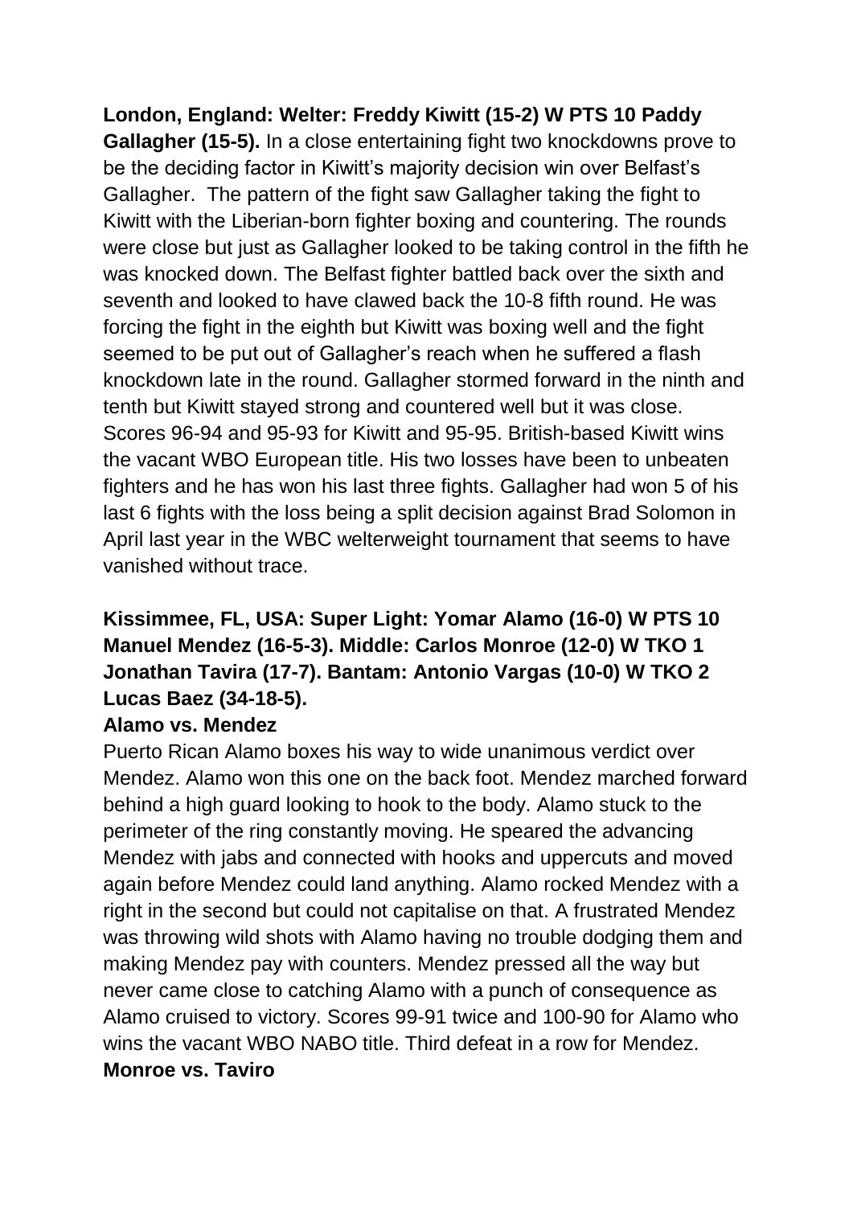**London, England: Welter: Freddy Kiwitt (15-2) W PTS 10 Paddy Gallagher (15-5).** In a close entertaining fight two knockdowns prove to be the deciding factor in Kiwitt's majority decision win over Belfast's Gallagher. The pattern of the fight saw Gallagher taking the fight to Kiwitt with the Liberian-born fighter boxing and countering. The rounds were close but just as Gallagher looked to be taking control in the fifth he was knocked down. The Belfast fighter battled back over the sixth and seventh and looked to have clawed back the 10-8 fifth round. He was forcing the fight in the eighth but Kiwitt was boxing well and the fight seemed to be put out of Gallagher's reach when he suffered a flash knockdown late in the round. Gallagher stormed forward in the ninth and tenth but Kiwitt stayed strong and countered well but it was close. Scores 96-94 and 95-93 for Kiwitt and 95-95. British-based Kiwitt wins the vacant WBO European title. His two losses have been to unbeaten fighters and he has won his last three fights. Gallagher had won 5 of his last 6 fights with the loss being a split decision against Brad Solomon in April last year in the WBC welterweight tournament that seems to have vanished without trace.

**Kissimmee, FL, USA: Super Light: Yomar Alamo (16-0) W PTS 10 Manuel Mendez (16-5-3). Middle: Carlos Monroe (12-0) W TKO 1 Jonathan Tavira (17-7). Bantam: Antonio Vargas (10-0) W TKO 2 Lucas Baez (34-18-5).**

**Alamo vs. Mendez**

Puerto Rican Alamo boxes his way to wide unanimous verdict over Mendez. Alamo won this one on the back foot. Mendez marched forward behind a high guard looking to hook to the body. Alamo stuck to the perimeter of the ring constantly moving. He speared the advancing Mendez with jabs and connected with hooks and uppercuts and moved again before Mendez could land anything. Alamo rocked Mendez with a right in the second but could not capitalise on that. A frustrated Mendez was throwing wild shots with Alamo having no trouble dodging them and making Mendez pay with counters. Mendez pressed all the way but never came close to catching Alamo with a punch of consequence as Alamo cruised to victory. Scores 99-91 twice and 100-90 for Alamo who wins the vacant WBO NABO title. Third defeat in a row for Mendez.

**Monroe vs. Taviro**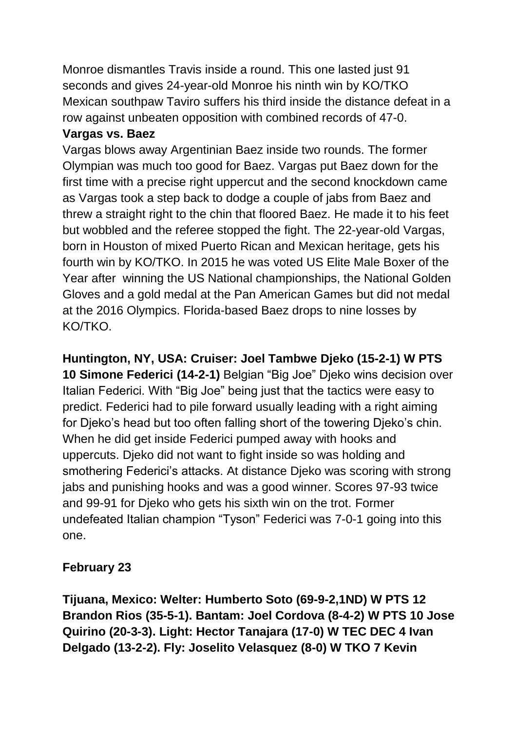Monroe dismantles Travis inside a round. This one lasted just 91 seconds and gives 24-year-old Monroe his ninth win by KO/TKO Mexican southpaw Taviro suffers his third inside the distance defeat in a row against unbeaten opposition with combined records of 47-0.

**Vargas vs. Baez**

Vargas blows away Argentinian Baez inside two rounds. The former Olympian was much too good for Baez. Vargas put Baez down for the first time with a precise right uppercut and the second knockdown came as Vargas took a step back to dodge a couple of jabs from Baez and threw a straight right to the chin that floored Baez. He made it to his feet but wobbled and the referee stopped the fight. The 22-year-old Vargas, born in Houston of mixed Puerto Rican and Mexican heritage, gets his fourth win by KO/TKO. In 2015 he was voted US Elite Male Boxer of the Year after winning the US National championships, the National Golden Gloves and a gold medal at the Pan American Games but did not medal at the 2016 Olympics. Florida-based Baez drops to nine losses by KO/TKO.

**Huntington, NY, USA: Cruiser: Joel Tambwe Djeko (15-2-1) W PTS 10 Simone Federici (14-2-1)** Belgian "Big Joe" Djeko wins decision over Italian Federici. With "Big Joe" being just that the tactics were easy to predict. Federici had to pile forward usually leading with a right aiming for Djeko's head but too often falling short of the towering Djeko's chin. When he did get inside Federici pumped away with hooks and uppercuts. Djeko did not want to fight inside so was holding and smothering Federici's attacks. At distance Djeko was scoring with strong jabs and punishing hooks and was a good winner. Scores 97-93 twice and 99-91 for Djeko who gets his sixth win on the trot. Former undefeated Italian champion "Tyson" Federici was 7-0-1 going into this one.

**February 23**

**Tijuana, Mexico: Welter: Humberto Soto (69-9-2,1ND) W PTS 12 Brandon Rios (35-5-1). Bantam: Joel Cordova (8-4-2) W PTS 10 Jose Quirino (20-3-3). Light: Hector Tanajara (17-0) W TEC DEC 4 Ivan Delgado (13-2-2). Fly: Joselito Velasquez (8-0) W TKO 7 Kevin**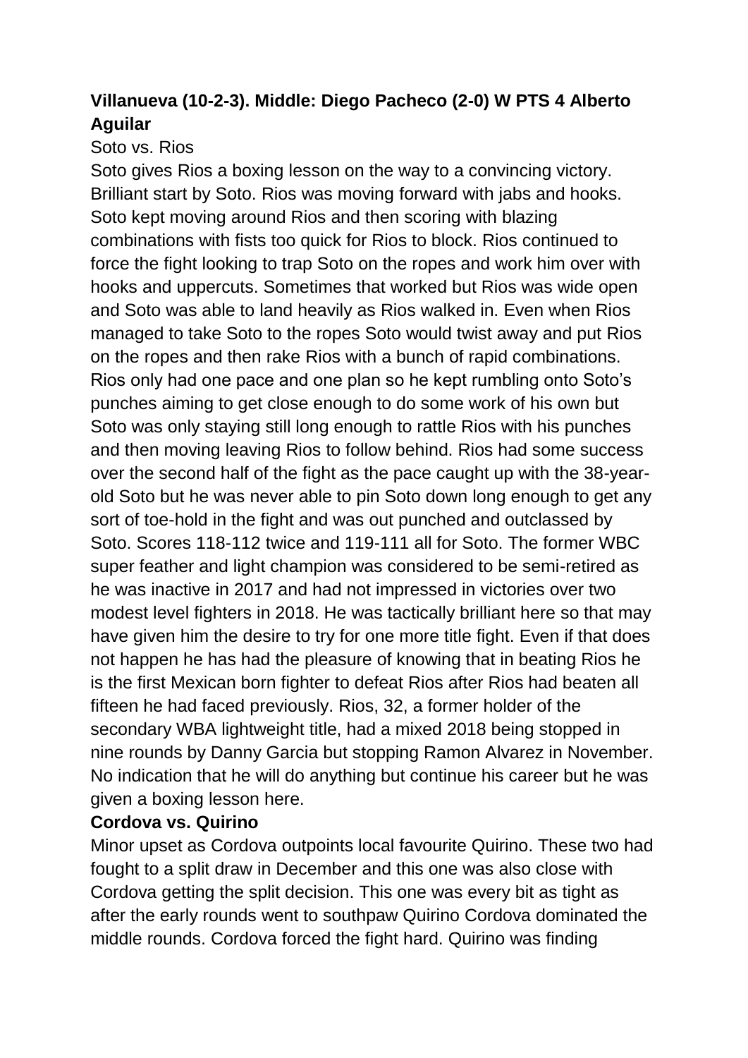**Villanueva (10-2-3). Middle: Diego Pacheco (2-0) W PTS 4 Alberto Aguilar**

Soto vs. Rios

Soto gives Rios a boxing lesson on the way to a convincing victory. Brilliant start by Soto. Rios was moving forward with jabs and hooks. Soto kept moving around Rios and then scoring with blazing combinations with fists too quick for Rios to block. Rios continued to force the fight looking to trap Soto on the ropes and work him over with hooks and uppercuts. Sometimes that worked but Rios was wide open and Soto was able to land heavily as Rios walked in. Even when Rios managed to take Soto to the ropes Soto would twist away and put Rios on the ropes and then rake Rios with a bunch of rapid combinations. Rios only had one pace and one plan so he kept rumbling onto Soto's punches aiming to get close enough to do some work of his own but Soto was only staying still long enough to rattle Rios with his punches and then moving leaving Rios to follow behind. Rios had some success over the second half of the fight as the pace caught up with the 38-year-old Soto but he was never able to pin Soto down long enough to get any sort of toe-hold in the fight and was out punched and outclassed by Soto. Scores 118-112 twice and 119-111 all for Soto. The former WBC super feather and light champion was considered to be semi-retired as he was inactive in 2017 and had not impressed in victories over two modest level fighters in 2018. He was tactically brilliant here so that may have given him the desire to try for one more title fight. Even if that does not happen he has had the pleasure of knowing that in beating Rios he is the first Mexican born fighter to defeat Rios after Rios had beaten all fifteen he had faced previously. Rios, 32, a former holder of the secondary WBA lightweight title, had a mixed 2018 being stopped in nine rounds by Danny Garcia but stopping Ramon Alvarez in November. No indication that he will do anything but continue his career but he was given a boxing lesson here.

**Cordova vs. Quirino**

Minor upset as Cordova outpoints local favourite Quirino. These two had fought to a split draw in December and this one was also close with Cordova getting the split decision. This one was every bit as tight as after the early rounds went to southpaw Quirino Cordova dominated the middle rounds. Cordova forced the fight hard. Quirino was finding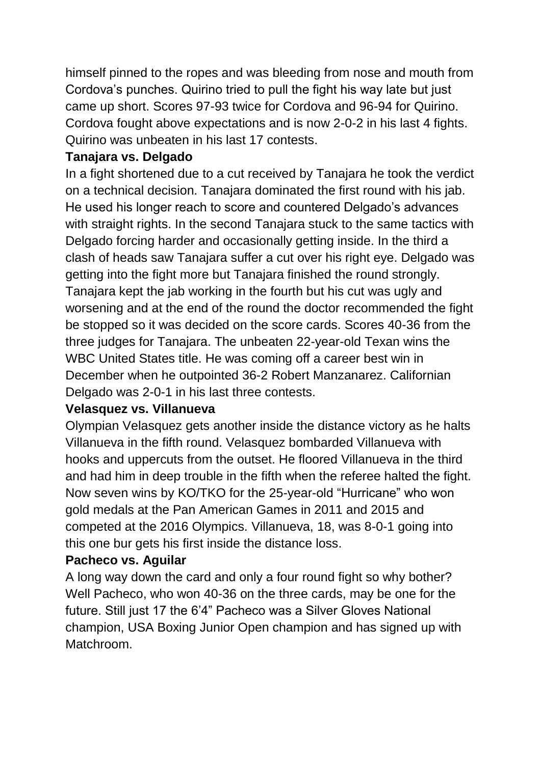himself pinned to the ropes and was bleeding from nose and mouth from Cordova's punches. Quirino tried to pull the fight his way late but just came up short. Scores 97-93 twice for Cordova and 96-94 for Quirino. Cordova fought above expectations and is now 2-0-2 in his last 4 fights. Quirino was unbeaten in his last 17 contests.

**Tanajara vs. Delgado**

In a fight shortened due to a cut received by Tanajara he took the verdict on a technical decision. Tanajara dominated the first round with his jab. He used his longer reach to score and countered Delgado's advances with straight rights. In the second Tanajara stuck to the same tactics with Delgado forcing harder and occasionally getting inside. In the third a clash of heads saw Tanajara suffer a cut over his right eye. Delgado was getting into the fight more but Tanajara finished the round strongly. Tanajara kept the jab working in the fourth but his cut was ugly and worsening and at the end of the round the doctor recommended the fight be stopped so it was decided on the score cards. Scores 40-36 from the three judges for Tanajara. The unbeaten 22-year-old Texan wins the WBC United States title. He was coming off a career best win in December when he outpointed 36-2 Robert Manzanarez. Californian Delgado was 2-0-1 in his last three contests.

**Velasquez vs. Villanueva**

Olympian Velasquez gets another inside the distance victory as he halts Villanueva in the fifth round. Velasquez bombarded Villanueva with hooks and uppercuts from the outset. He floored Villanueva in the third and had him in deep trouble in the fifth when the referee halted the fight. Now seven wins by KO/TKO for the 25-year-old "Hurricane" who won gold medals at the Pan American Games in 2011 and 2015 and competed at the 2016 Olympics. Villanueva, 18, was 8-0-1 going into this one bur gets his first inside the distance loss.

**Pacheco vs. Aguilar**

A long way down the card and only a four round fight so why bother? Well Pacheco, who won 40-36 on the three cards, may be one for the future. Still just 17 the 6'4" Pacheco was a Silver Gloves National champion, USA Boxing Junior Open champion and has signed up with Matchroom.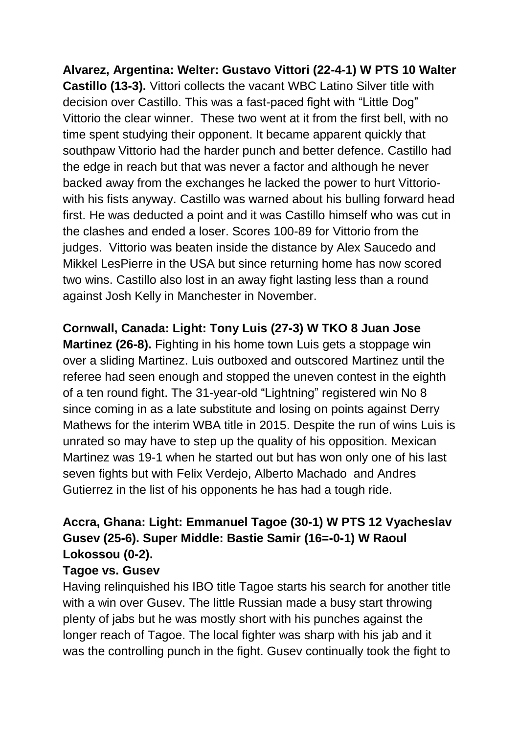**Alvarez, Argentina: Welter: Gustavo Vittori (22-4-1) W PTS 10 Walter Castillo (13-3).** Vittori collects the vacant WBC Latino Silver title with decision over Castillo. This was a fast-paced fight with "Little Dog" Vittorio the clear winner. These two went at it from the first bell, with no time spent studying their opponent. It became apparent quickly that southpaw Vittorio had the harder punch and better defence. Castillo had the edge in reach but that was never a factor and although he never backed away from the exchanges he lacked the power to hurt Vittorio- with his fists anyway. Castillo was warned about his bulling forward head first. He was deducted a point and it was Castillo himself who was cut in the clashes and ended a loser. Scores 100-89 for Vittorio from the judges. Vittorio was beaten inside the distance by Alex Saucedo and Mikkel LesPierre in the USA but since returning home has now scored two wins. Castillo also lost in an away fight lasting less than a round against Josh Kelly in Manchester in November.

**Cornwall, Canada: Light: Tony Luis (27-3) W TKO 8 Juan Jose Martinez (26-8).** Fighting in his home town Luis gets a stoppage win over a sliding Martinez. Luis outboxed and outscored Martinez until the referee had seen enough and stopped the uneven contest in the eighth of a ten round fight. The 31-year-old "Lightning" registered win No 8 since coming in as a late substitute and losing on points against Derry Mathews for the interim WBA title in 2015. Despite the run of wins Luis is unrated so may have to step up the quality of his opposition. Mexican Martinez was 19-1 when he started out but has won only one of his last seven fights but with Felix Verdejo, Alberto Machado and Andres Gutierrez in the list of his opponents he has had a tough ride.

**Accra, Ghana: Light: Emmanuel Tagoe (30-1) W PTS 12 Vyacheslav Gusev (25-6). Super Middle: Bastie Samir (16=-0-1) W Raoul Lokossou (0-2).**

**Tagoe vs. Gusev**

Having relinquished his IBO title Tagoe starts his search for another title with a win over Gusev. The little Russian made a busy start throwing plenty of jabs but he was mostly short with his punches against the longer reach of Tagoe. The local fighter was sharp with his jab and it was the controlling punch in the fight. Gusev continually took the fight to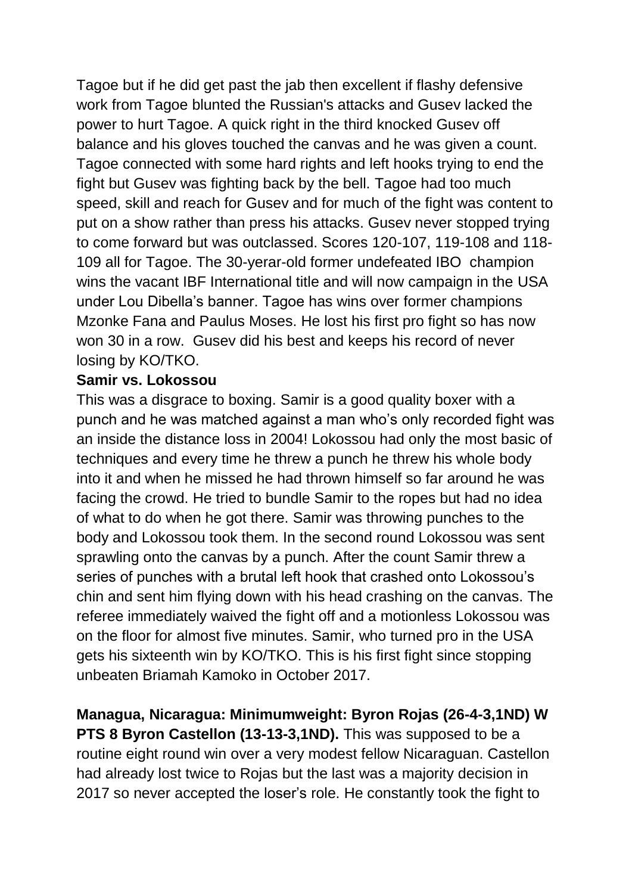Tagoe but if he did get past the jab then excellent if flashy defensive work from Tagoe blunted the Russian's attacks and Gusev lacked the power to hurt Tagoe. A quick right in the third knocked Gusev off balance and his gloves touched the canvas and he was given a count. Tagoe connected with some hard rights and left hooks trying to end the fight but Gusev was fighting back by the bell. Tagoe had too much speed, skill and reach for Gusev and for much of the fight was content to put on a show rather than press his attacks. Gusev never stopped trying to come forward but was outclassed. Scores 120-107, 119-108 and 118-109 all for Tagoe. The 30-yerar-old former undefeated IBO champion wins the vacant IBF International title and will now campaign in the USA under Lou Dibella's banner. Tagoe has wins over former champions Mzonke Fana and Paulus Moses. He lost his first pro fight so has now won 30 in a row. Gusev did his best and keeps his record of never losing by KO/TKO.

**Samir vs. Lokossou**

This was a disgrace to boxing. Samir is a good quality boxer with a punch and he was matched against a man who's only recorded fight was an inside the distance loss in 2004! Lokossou had only the most basic of techniques and every time he threw a punch he threw his whole body into it and when he missed he had thrown himself so far around he was facing the crowd. He tried to bundle Samir to the ropes but had no idea of what to do when he got there. Samir was throwing punches to the body and Lokossou took them. In the second round Lokossou was sent sprawling onto the canvas by a punch. After the count Samir threw a series of punches with a brutal left hook that crashed onto Lokossou's chin and sent him flying down with his head crashing on the canvas. The referee immediately waived the fight off and a motionless Lokossou was on the floor for almost five minutes. Samir, who turned pro in the USA gets his sixteenth win by KO/TKO. This is his first fight since stopping unbeaten Briamah Kamoko in October 2017.

**Managua, Nicaragua: Minimumweight: Byron Rojas (26-4-3,1ND) W PTS 8 Byron Castellon (13-13-3,1ND).** This was supposed to be a routine eight round win over a very modest fellow Nicaraguan. Castellon had already lost twice to Rojas but the last was a majority decision in 2017 so never accepted the loser's role. He constantly took the fight to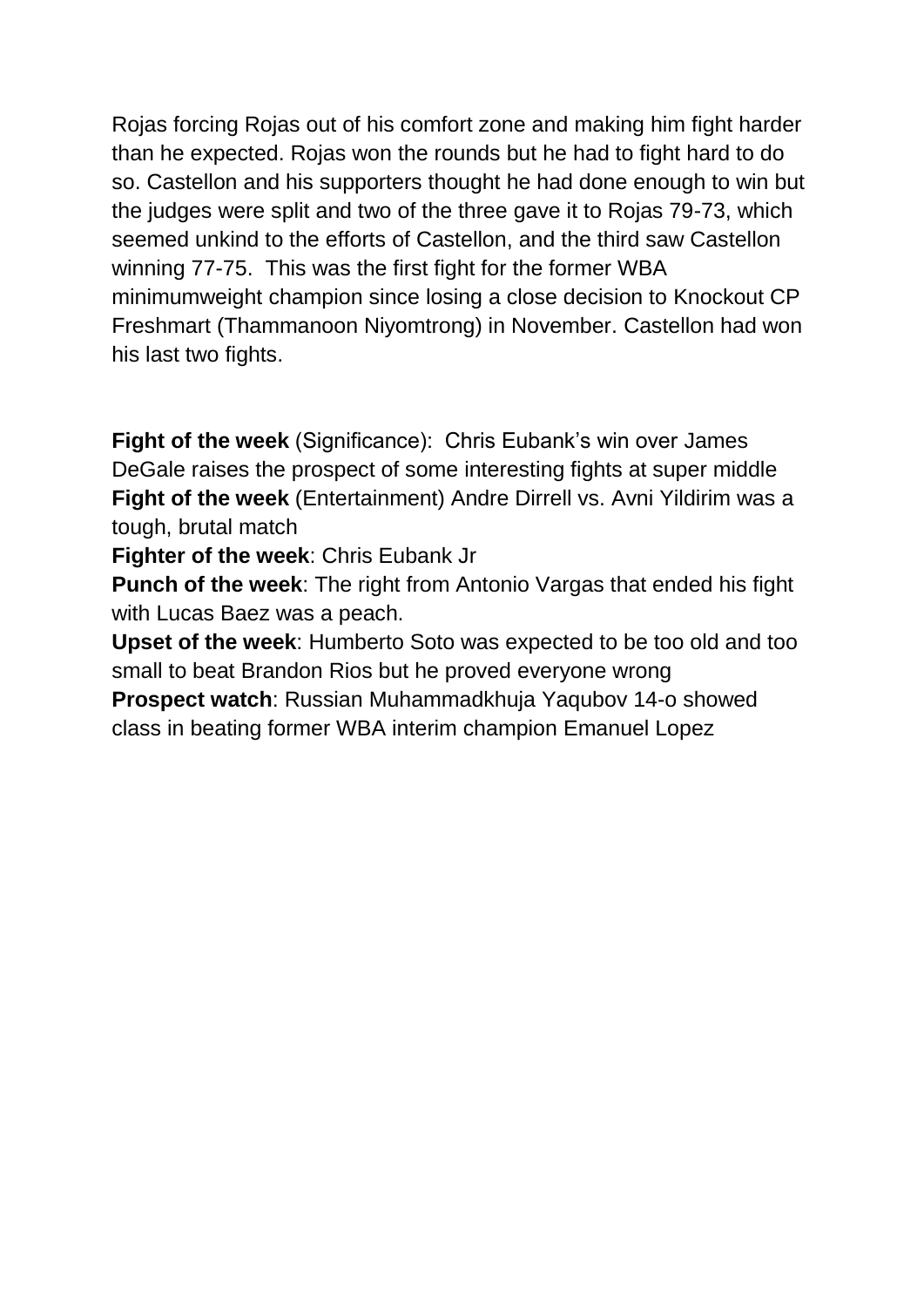Rojas forcing Rojas out of his comfort zone and making him fight harder than he expected. Rojas won the rounds but he had to fight hard to do so. Castellon and his supporters thought he had done enough to win but the judges were split and two of the three gave it to Rojas 79-73, which seemed unkind to the efforts of Castellon, and the third saw Castellon winning 77-75. This was the first fight for the former WBA minimumweight champion since losing a close decision to Knockout CP Freshmart (Thammanoon Niyomtrong) in November. Castellon had won his last two fights.

**Fight of the week** (Significance): Chris Eubank's win over James DeGale raises the prospect of some interesting fights at super middle
**Fight of the week** (Entertainment) Andre Dirrell vs. Avni Yildirim was a tough, brutal match
**Fighter of the week**: Chris Eubank Jr
**Punch of the week**: The right from Antonio Vargas that ended his fight with Lucas Baez was a peach.
**Upset of the week**: Humberto Soto was expected to be too old and too small to beat Brandon Rios but he proved everyone wrong
**Prospect watch**: Russian Muhammadkhuja Yaqubov 14-o showed class in beating former WBA interim champion Emanuel Lopez